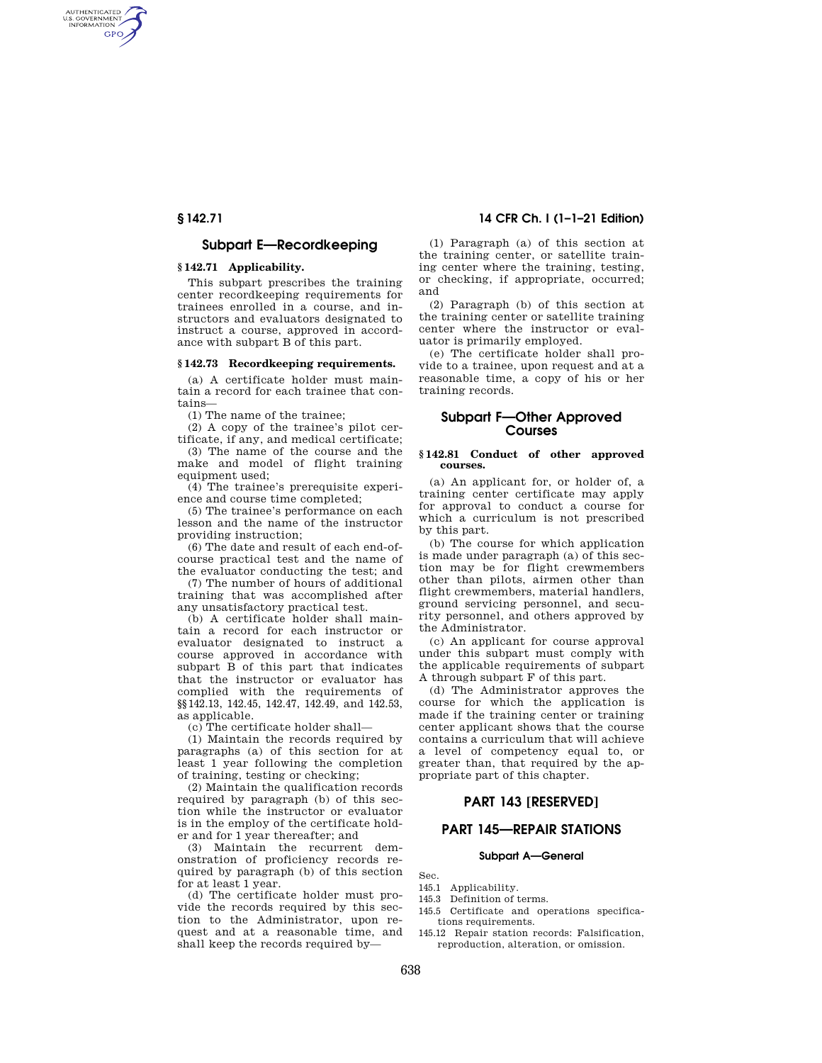## Subpart E—Recordkeeping

### § 142.71 Applicability.

This subpart prescribes the training center recordkeeping requirements for trainees enrolled in a course, and instructors and evaluators designated to instruct a course, approved in accordance with subpart B of this part.

### § 142.73 Recordkeeping requirements.

(a) A certificate holder must maintain a record for each trainee that contains—

(1) The name of the trainee;

(2) A copy of the trainee's pilot certificate, if any, and medical certificate;

(3) The name of the course and the make and model of flight training equipment used;

(4) The trainee's prerequisite experience and course time completed;

(5) The trainee's performance on each lesson and the name of the instructor providing instruction;

(6) The date and result of each end-of-course practical test and the name of the evaluator conducting the test; and

(7) The number of hours of additional training that was accomplished after any unsatisfactory practical test.

(b) A certificate holder shall maintain a record for each instructor or evaluator designated to instruct a course approved in accordance with subpart B of this part that indicates that the instructor or evaluator has complied with the requirements of §§ 142.13, 142.45, 142.47, 142.49, and 142.53, as applicable.

(c) The certificate holder shall—

(1) Maintain the records required by paragraphs (a) of this section for at least 1 year following the completion of training, testing or checking;

(2) Maintain the qualification records required by paragraph (b) of this section while the instructor or evaluator is in the employ of the certificate holder and for 1 year thereafter; and

(3) Maintain the recurrent demonstration of proficiency records required by paragraph (b) of this section for at least 1 year.

(d) The certificate holder must provide the records required by this section to the Administrator, upon request and at a reasonable time, and shall keep the records required by—

(1) Paragraph (a) of this section at the training center, or satellite training center where the training, testing, or checking, if appropriate, occurred; and

(2) Paragraph (b) of this section at the training center or satellite training center where the instructor or evaluator is primarily employed.

(e) The certificate holder shall provide to a trainee, upon request and at a reasonable time, a copy of his or her training records.

## Subpart F—Other Approved Courses

### § 142.81 Conduct of other approved courses.

(a) An applicant for, or holder of, a training center certificate may apply for approval to conduct a course for which a curriculum is not prescribed by this part.

(b) The course for which application is made under paragraph (a) of this section may be for flight crewmembers other than pilots, airmen other than flight crewmembers, material handlers, ground servicing personnel, and security personnel, and others approved by the Administrator.

(c) An applicant for course approval under this subpart must comply with the applicable requirements of subpart A through subpart F of this part.

(d) The Administrator approves the course for which the application is made if the training center or training center applicant shows that the course contains a curriculum that will achieve a level of competency equal to, or greater than, that required by the appropriate part of this chapter.

# PART 143 [RESERVED]

# PART 145—REPAIR STATIONS

## Subpart A—General

Sec.

145.1 Applicability.

145.3 Definition of terms.

145.5 Certificate and operations specifications requirements.

145.12 Repair station records: Falsification, reproduction, alteration, or omission.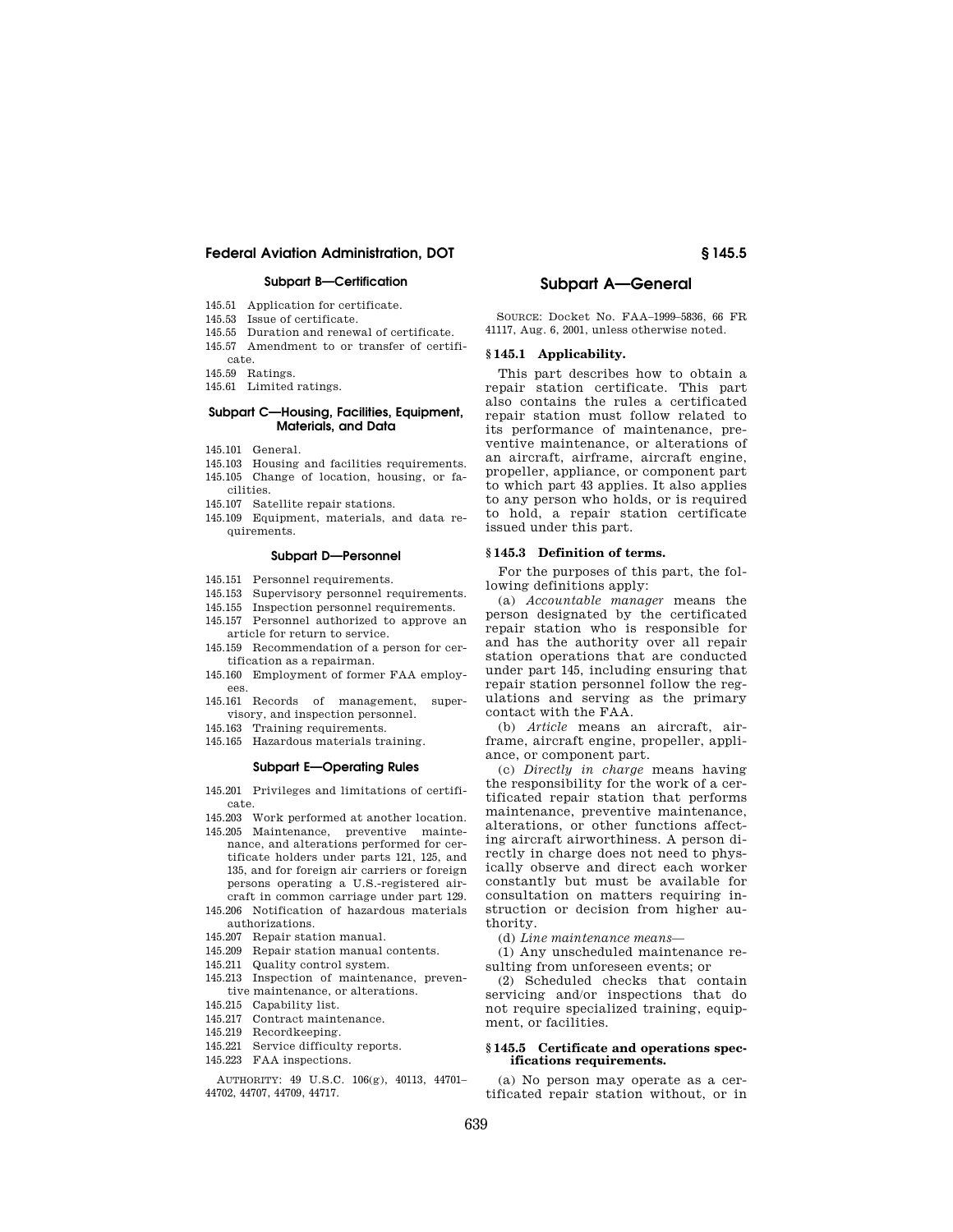### Subpart B—Certification

145.51 Application for certificate.
145.53 Issue of certificate.
145.55 Duration and renewal of certificate.
145.57 Amendment to or transfer of certificate.
145.59 Ratings.
145.61 Limited ratings.

### Subpart C—Housing, Facilities, Equipment, Materials, and Data

145.101 General.
145.103 Housing and facilities requirements.
145.105 Change of location, housing, or facilities.
145.107 Satellite repair stations.
145.109 Equipment, materials, and data requirements.

### Subpart D—Personnel

145.151 Personnel requirements.
145.153 Supervisory personnel requirements.
145.155 Inspection personnel requirements.
145.157 Personnel authorized to approve an article for return to service.
145.159 Recommendation of a person for certification as a repairman.
145.160 Employment of former FAA employees.
145.161 Records of management, supervisory, and inspection personnel.
145.163 Training requirements.
145.165 Hazardous materials training.

### Subpart E—Operating Rules

145.201 Privileges and limitations of certificate.
145.203 Work performed at another location.
145.205 Maintenance, preventive maintenance, and alterations performed for certificate holders under parts 121, 125, and 135, and for foreign air carriers or foreign persons operating a U.S.-registered aircraft in common carriage under part 129.
145.206 Notification of hazardous materials authorizations.
145.207 Repair station manual.
145.209 Repair station manual contents.
145.211 Quality control system.
145.213 Inspection of maintenance, preventive maintenance, or alterations.
145.215 Capability list.
145.217 Contract maintenance.
145.219 Recordkeeping.
145.221 Service difficulty reports.
145.223 FAA inspections.

AUTHORITY: 49 U.S.C. 106(g), 40113, 44701–44702, 44707, 44709, 44717.

## Subpart A—General

SOURCE: Docket No. FAA–1999–5836, 66 FR 41117, Aug. 6, 2001, unless otherwise noted.

### § 145.1 Applicability.

This part describes how to obtain a repair station certificate. This part also contains the rules a certificated repair station must follow related to its performance of maintenance, preventive maintenance, or alterations of an aircraft, airframe, aircraft engine, propeller, appliance, or component part to which part 43 applies. It also applies to any person who holds, or is required to hold, a repair station certificate issued under this part.

### § 145.3 Definition of terms.

For the purposes of this part, the following definitions apply:

(a) *Accountable manager* means the person designated by the certificated repair station who is responsible for and has the authority over all repair station operations that are conducted under part 145, including ensuring that repair station personnel follow the regulations and serving as the primary contact with the FAA.

(b) *Article* means an aircraft, airframe, aircraft engine, propeller, appliance, or component part.

(c) *Directly in charge* means having the responsibility for the work of a certificated repair station that performs maintenance, preventive maintenance, alterations, or other functions affecting aircraft airworthiness. A person directly in charge does not need to physically observe and direct each worker constantly but must be available for consultation on matters requiring instruction or decision from higher authority.

(d) *Line maintenance means*—

(1) Any unscheduled maintenance resulting from unforeseen events; or

(2) Scheduled checks that contain servicing and/or inspections that do not require specialized training, equipment, or facilities.

### § 145.5 Certificate and operations specifications requirements.

(a) No person may operate as a certificated repair station without, or in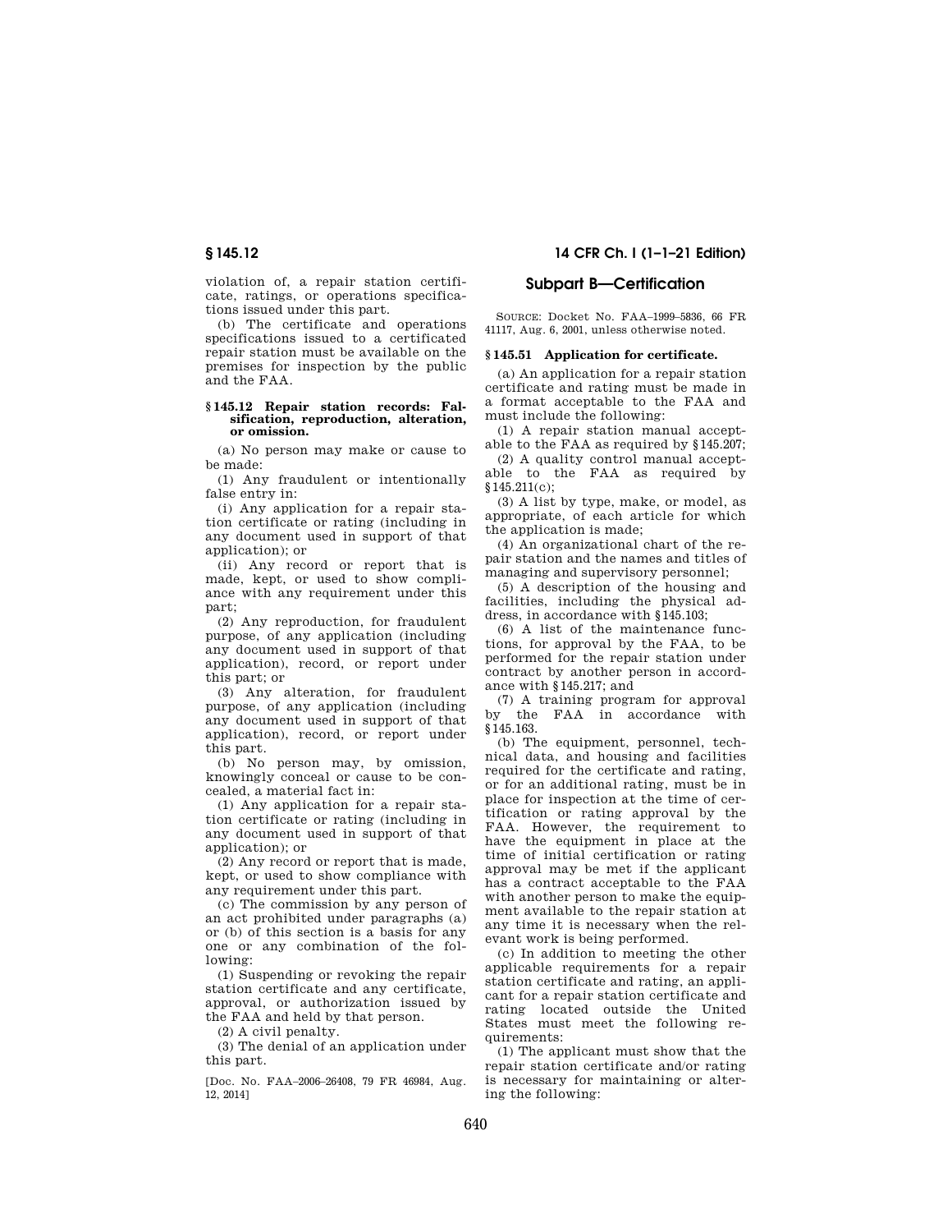violation of, a repair station certificate, ratings, or operations specifications issued under this part.

(b) The certificate and operations specifications issued to a certificated repair station must be available on the premises for inspection by the public and the FAA.

### § 145.12 Repair station records: Falsification, reproduction, alteration, or omission.

(a) No person may make or cause to be made:

(1) Any fraudulent or intentionally false entry in:

(i) Any application for a repair station certificate or rating (including in any document used in support of that application); or

(ii) Any record or report that is made, kept, or used to show compliance with any requirement under this part;

(2) Any reproduction, for fraudulent purpose, of any application (including any document used in support of that application), record, or report under this part; or

(3) Any alteration, for fraudulent purpose, of any application (including any document used in support of that application), record, or report under this part.

(b) No person may, by omission, knowingly conceal or cause to be concealed, a material fact in:

(1) Any application for a repair station certificate or rating (including in any document used in support of that application); or

(2) Any record or report that is made, kept, or used to show compliance with any requirement under this part.

(c) The commission by any person of an act prohibited under paragraphs (a) or (b) of this section is a basis for any one or any combination of the following:

(1) Suspending or revoking the repair station certificate and any certificate, approval, or authorization issued by the FAA and held by that person.

(2) A civil penalty.

(3) The denial of an application under this part.

[Doc. No. FAA–2006–26408, 79 FR 46984, Aug. 12, 2014]

## Subpart B—Certification

SOURCE: Docket No. FAA–1999–5836, 66 FR 41117, Aug. 6, 2001, unless otherwise noted.

### § 145.51 Application for certificate.

(a) An application for a repair station certificate and rating must be made in a format acceptable to the FAA and must include the following:

(1) A repair station manual acceptable to the FAA as required by § 145.207;

(2) A quality control manual acceptable to the FAA as required by § 145.211(c);

(3) A list by type, make, or model, as appropriate, of each article for which the application is made;

(4) An organizational chart of the repair station and the names and titles of managing and supervisory personnel;

(5) A description of the housing and facilities, including the physical address, in accordance with § 145.103;

(6) A list of the maintenance functions, for approval by the FAA, to be performed for the repair station under contract by another person in accordance with § 145.217; and

(7) A training program for approval by the FAA in accordance with § 145.163.

(b) The equipment, personnel, technical data, and housing and facilities required for the certificate and rating, or for an additional rating, must be in place for inspection at the time of certification or rating approval by the FAA. However, the requirement to have the equipment in place at the time of initial certification or rating approval may be met if the applicant has a contract acceptable to the FAA with another person to make the equipment available to the repair station at any time it is necessary when the relevant work is being performed.

(c) In addition to meeting the other applicable requirements for a repair station certificate and rating, an applicant for a repair station certificate and rating located outside the United States must meet the following requirements:

(1) The applicant must show that the repair station certificate and/or rating is necessary for maintaining or altering the following: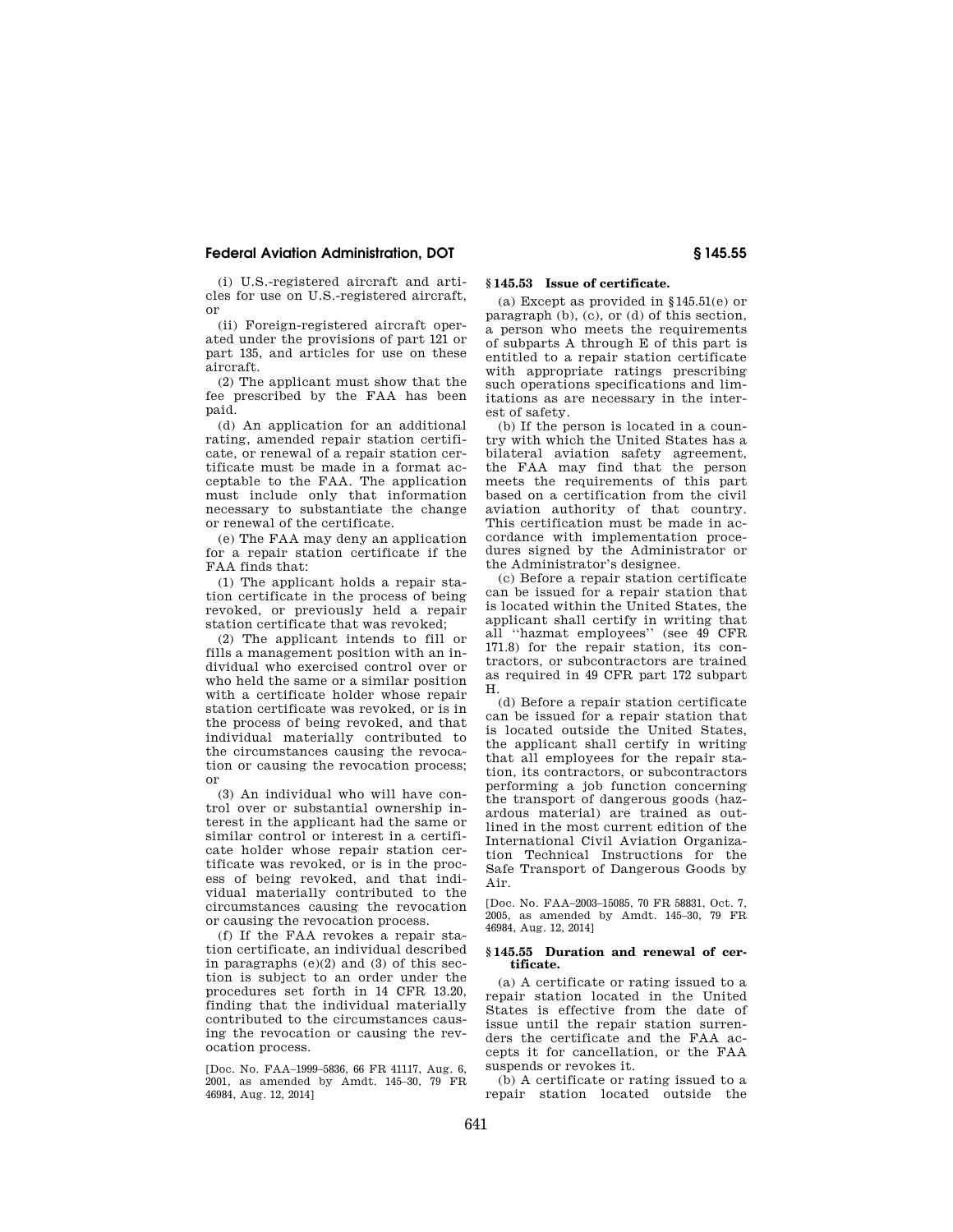(i) U.S.-registered aircraft and articles for use on U.S.-registered aircraft, or

(ii) Foreign-registered aircraft operated under the provisions of part 121 or part 135, and articles for use on these aircraft.

(2) The applicant must show that the fee prescribed by the FAA has been paid.

(d) An application for an additional rating, amended repair station certificate, or renewal of a repair station certificate must be made in a format acceptable to the FAA. The application must include only that information necessary to substantiate the change or renewal of the certificate.

(e) The FAA may deny an application for a repair station certificate if the FAA finds that:

(1) The applicant holds a repair station certificate in the process of being revoked, or previously held a repair station certificate that was revoked;

(2) The applicant intends to fill or fills a management position with an individual who exercised control over or who held the same or a similar position with a certificate holder whose repair station certificate was revoked, or is in the process of being revoked, and that individual materially contributed to the circumstances causing the revocation or causing the revocation process; or

(3) An individual who will have control over or substantial ownership interest in the applicant had the same or similar control or interest in a certificate holder whose repair station certificate was revoked, or is in the process of being revoked, and that individual materially contributed to the circumstances causing the revocation or causing the revocation process.

(f) If the FAA revokes a repair station certificate, an individual described in paragraphs (e)(2) and (3) of this section is subject to an order under the procedures set forth in 14 CFR 13.20, finding that the individual materially contributed to the circumstances causing the revocation or causing the revocation process.

[Doc. No. FAA–1999–5836, 66 FR 41117, Aug. 6, 2001, as amended by Amdt. 145–30, 79 FR 46984, Aug. 12, 2014]

### § 145.53 Issue of certificate.

(a) Except as provided in §145.51(e) or paragraph (b), (c), or (d) of this section, a person who meets the requirements of subparts A through E of this part is entitled to a repair station certificate with appropriate ratings prescribing such operations specifications and limitations as are necessary in the interest of safety.

(b) If the person is located in a country with which the United States has a bilateral aviation safety agreement, the FAA may find that the person meets the requirements of this part based on a certification from the civil aviation authority of that country. This certification must be made in accordance with implementation procedures signed by the Administrator or the Administrator's designee.

(c) Before a repair station certificate can be issued for a repair station that is located within the United States, the applicant shall certify in writing that all ''hazmat employees'' (see 49 CFR 171.8) for the repair station, its contractors, or subcontractors are trained as required in 49 CFR part 172 subpart H.

(d) Before a repair station certificate can be issued for a repair station that is located outside the United States, the applicant shall certify in writing that all employees for the repair station, its contractors, or subcontractors performing a job function concerning the transport of dangerous goods (hazardous material) are trained as outlined in the most current edition of the International Civil Aviation Organization Technical Instructions for the Safe Transport of Dangerous Goods by Air.

[Doc. No. FAA–2003–15085, 70 FR 58831, Oct. 7, 2005, as amended by Amdt. 145–30, 79 FR 46984, Aug. 12, 2014]

### § 145.55 Duration and renewal of certificate.

(a) A certificate or rating issued to a repair station located in the United States is effective from the date of issue until the repair station surrenders the certificate and the FAA accepts it for cancellation, or the FAA suspends or revokes it.

(b) A certificate or rating issued to a repair station located outside the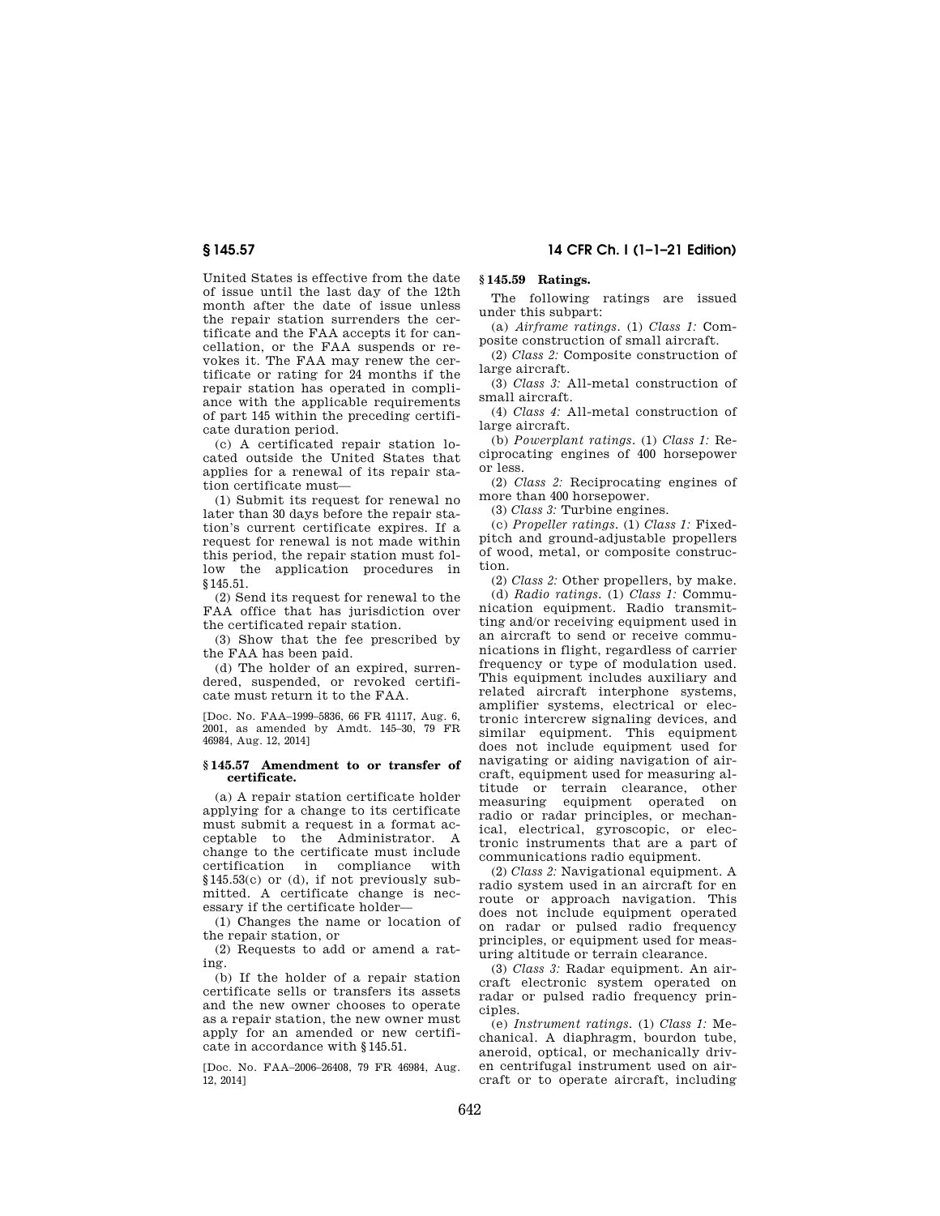United States is effective from the date of issue until the last day of the 12th month after the date of issue unless the repair station surrenders the certificate and the FAA accepts it for cancellation, or the FAA suspends or revokes it. The FAA may renew the certificate or rating for 24 months if the repair station has operated in compliance with the applicable requirements of part 145 within the preceding certificate duration period.

(c) A certificated repair station located outside the United States that applies for a renewal of its repair station certificate must—

(1) Submit its request for renewal no later than 30 days before the repair station's current certificate expires. If a request for renewal is not made within this period, the repair station must follow the application procedures in §145.51.

(2) Send its request for renewal to the FAA office that has jurisdiction over the certificated repair station.

(3) Show that the fee prescribed by the FAA has been paid.

(d) The holder of an expired, surrendered, suspended, or revoked certificate must return it to the FAA.

[Doc. No. FAA–1999–5836, 66 FR 41117, Aug. 6, 2001, as amended by Amdt. 145–30, 79 FR 46984, Aug. 12, 2014]

### §145.57 Amendment to or transfer of certificate.

(a) A repair station certificate holder applying for a change to its certificate must submit a request in a format acceptable to the Administrator. A change to the certificate must include certification in compliance with §145.53(c) or (d), if not previously submitted. A certificate change is necessary if the certificate holder—

(1) Changes the name or location of the repair station, or

(2) Requests to add or amend a rating.

(b) If the holder of a repair station certificate sells or transfers its assets and the new owner chooses to operate as a repair station, the new owner must apply for an amended or new certificate in accordance with §145.51.

[Doc. No. FAA–2006–26408, 79 FR 46984, Aug. 12, 2014]

### §145.59 Ratings.

The following ratings are issued under this subpart:

(a) *Airframe ratings.* (1) *Class 1:* Composite construction of small aircraft.

(2) *Class 2:* Composite construction of large aircraft.

(3) *Class 3:* All-metal construction of small aircraft.

(4) *Class 4:* All-metal construction of large aircraft.

(b) *Powerplant ratings.* (1) *Class 1:* Reciprocating engines of 400 horsepower or less.

(2) *Class 2:* Reciprocating engines of more than 400 horsepower.

(3) *Class 3:* Turbine engines.

(c) *Propeller ratings.* (1) *Class 1:* Fixed-pitch and ground-adjustable propellers of wood, metal, or composite construction.

(2) *Class 2:* Other propellers, by make.

(d) *Radio ratings.* (1) *Class 1:* Communication equipment. Radio transmitting and/or receiving equipment used in an aircraft to send or receive communications in flight, regardless of carrier frequency or type of modulation used. This equipment includes auxiliary and related aircraft interphone systems, amplifier systems, electrical or electronic intercrew signaling devices, and similar equipment. This equipment does not include equipment used for navigating or aiding navigation of aircraft, equipment used for measuring altitude or terrain clearance, other measuring equipment operated on radio or radar principles, or mechanical, electrical, gyroscopic, or electronic instruments that are a part of communications radio equipment.

(2) *Class 2:* Navigational equipment. A radio system used in an aircraft for en route or approach navigation. This does not include equipment operated on radar or pulsed radio frequency principles, or equipment used for measuring altitude or terrain clearance.

(3) *Class 3:* Radar equipment. An aircraft electronic system operated on radar or pulsed radio frequency principles.

(e) *Instrument ratings.* (1) *Class 1:* Mechanical. A diaphragm, bourdon tube, aneroid, optical, or mechanically driven centrifugal instrument used on aircraft or to operate aircraft, including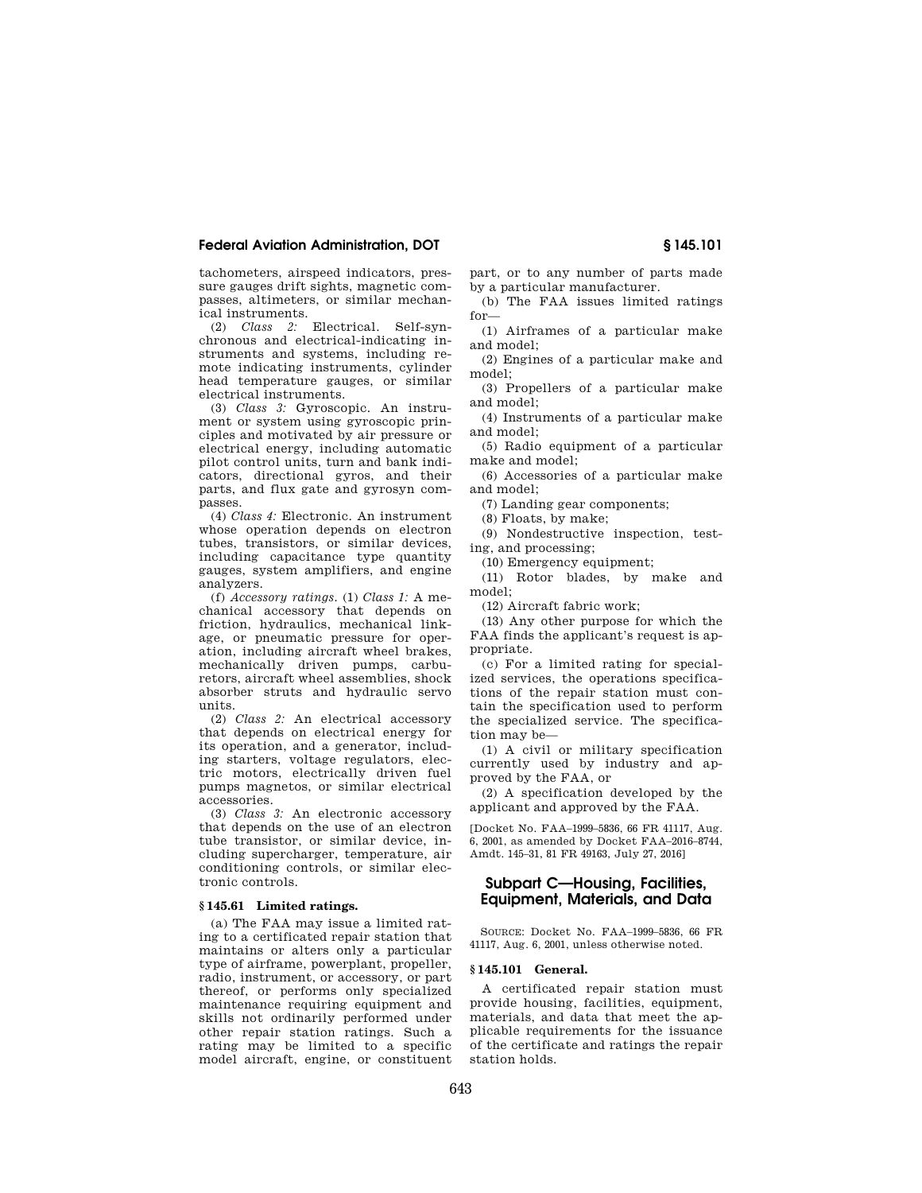tachometers, airspeed indicators, pressure gauges drift sights, magnetic compasses, altimeters, or similar mechanical instruments.

(2) *Class 2:* Electrical. Self-synchronous and electrical-indicating instruments and systems, including remote indicating instruments, cylinder head temperature gauges, or similar electrical instruments.

(3) *Class 3:* Gyroscopic. An instrument or system using gyroscopic principles and motivated by air pressure or electrical energy, including automatic pilot control units, turn and bank indicators, directional gyros, and their parts, and flux gate and gyrosyn compasses.

(4) *Class 4:* Electronic. An instrument whose operation depends on electron tubes, transistors, or similar devices, including capacitance type quantity gauges, system amplifiers, and engine analyzers.

(f) *Accessory ratings.* (1) *Class 1:* A mechanical accessory that depends on friction, hydraulics, mechanical linkage, or pneumatic pressure for operation, including aircraft wheel brakes, mechanically driven pumps, carburetors, aircraft wheel assemblies, shock absorber struts and hydraulic servo units.

(2) *Class 2:* An electrical accessory that depends on electrical energy for its operation, and a generator, including starters, voltage regulators, electric motors, electrically driven fuel pumps magnetos, or similar electrical accessories.

(3) *Class 3:* An electronic accessory that depends on the use of an electron tube transistor, or similar device, including supercharger, temperature, air conditioning controls, or similar electronic controls.

### § 145.61 Limited ratings.

(a) The FAA may issue a limited rating to a certificated repair station that maintains or alters only a particular type of airframe, powerplant, propeller, radio, instrument, or accessory, or part thereof, or performs only specialized maintenance requiring equipment and skills not ordinarily performed under other repair station ratings. Such a rating may be limited to a specific model aircraft, engine, or constituent part, or to any number of parts made by a particular manufacturer.

(b) The FAA issues limited ratings for—

(1) Airframes of a particular make and model;

(2) Engines of a particular make and model;

(3) Propellers of a particular make and model;

(4) Instruments of a particular make and model;

(5) Radio equipment of a particular make and model;

(6) Accessories of a particular make and model;

(7) Landing gear components;

(8) Floats, by make;

(9) Nondestructive inspection, testing, and processing;

(10) Emergency equipment;

(11) Rotor blades, by make and model;

(12) Aircraft fabric work;

(13) Any other purpose for which the FAA finds the applicant's request is appropriate.

(c) For a limited rating for specialized services, the operations specifications of the repair station must contain the specification used to perform the specialized service. The specification may be—

(1) A civil or military specification currently used by industry and approved by the FAA, or

(2) A specification developed by the applicant and approved by the FAA.

[Docket No. FAA–1999–5836, 66 FR 41117, Aug. 6, 2001, as amended by Docket FAA–2016–8744, Amdt. 145–31, 81 FR 49163, July 27, 2016]

## Subpart C—Housing, Facilities, Equipment, Materials, and Data

SOURCE: Docket No. FAA–1999–5836, 66 FR 41117, Aug. 6, 2001, unless otherwise noted.

### § 145.101 General.

A certificated repair station must provide housing, facilities, equipment, materials, and data that meet the applicable requirements for the issuance of the certificate and ratings the repair station holds.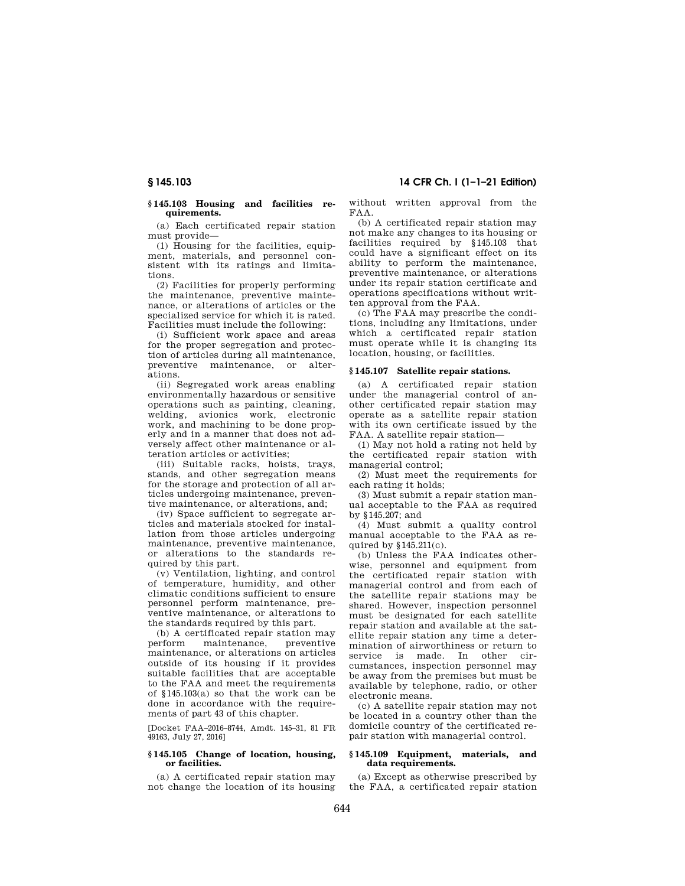## § 145.103 Housing and facilities requirements.

(a) Each certificated repair station must provide—

(1) Housing for the facilities, equipment, materials, and personnel consistent with its ratings and limitations.

(2) Facilities for properly performing the maintenance, preventive maintenance, or alterations of articles or the specialized service for which it is rated. Facilities must include the following:

(i) Sufficient work space and areas for the proper segregation and protection of articles during all maintenance, preventive maintenance, or alterations.

(ii) Segregated work areas enabling environmentally hazardous or sensitive operations such as painting, cleaning, welding, avionics work, electronic work, and machining to be done properly and in a manner that does not adversely affect other maintenance or alteration articles or activities;

(iii) Suitable racks, hoists, trays, stands, and other segregation means for the storage and protection of all articles undergoing maintenance, preventive maintenance, or alterations, and;

(iv) Space sufficient to segregate articles and materials stocked for installation from those articles undergoing maintenance, preventive maintenance, or alterations to the standards required by this part.

(v) Ventilation, lighting, and control of temperature, humidity, and other climatic conditions sufficient to ensure personnel perform maintenance, preventive maintenance, or alterations to the standards required by this part.

(b) A certificated repair station may perform maintenance, preventive maintenance, or alterations on articles outside of its housing if it provides suitable facilities that are acceptable to the FAA and meet the requirements of §145.103(a) so that the work can be done in accordance with the requirements of part 43 of this chapter.

[Docket FAA–2016–8744, Amdt. 145–31, 81 FR 49163, July 27, 2016]

## § 145.105 Change of location, housing, or facilities.

(a) A certificated repair station may not change the location of its housing without written approval from the FAA.

(b) A certificated repair station may not make any changes to its housing or facilities required by §145.103 that could have a significant effect on its ability to perform the maintenance, preventive maintenance, or alterations under its repair station certificate and operations specifications without written approval from the FAA.

(c) The FAA may prescribe the conditions, including any limitations, under which a certificated repair station must operate while it is changing its location, housing, or facilities.

## § 145.107 Satellite repair stations.

(a) A certificated repair station under the managerial control of another certificated repair station may operate as a satellite repair station with its own certificate issued by the FAA. A satellite repair station—

(1) May not hold a rating not held by the certificated repair station with managerial control;

(2) Must meet the requirements for each rating it holds;

(3) Must submit a repair station manual acceptable to the FAA as required by §145.207; and

(4) Must submit a quality control manual acceptable to the FAA as required by §145.211(c).

(b) Unless the FAA indicates otherwise, personnel and equipment from the certificated repair station with managerial control and from each of the satellite repair stations may be shared. However, inspection personnel must be designated for each satellite repair station and available at the satellite repair station any time a determination of airworthiness or return to service is made. In other circumstances, inspection personnel may be away from the premises but must be available by telephone, radio, or other electronic means.

(c) A satellite repair station may not be located in a country other than the domicile country of the certificated repair station with managerial control.

## § 145.109 Equipment, materials, and data requirements.

(a) Except as otherwise prescribed by the FAA, a certificated repair station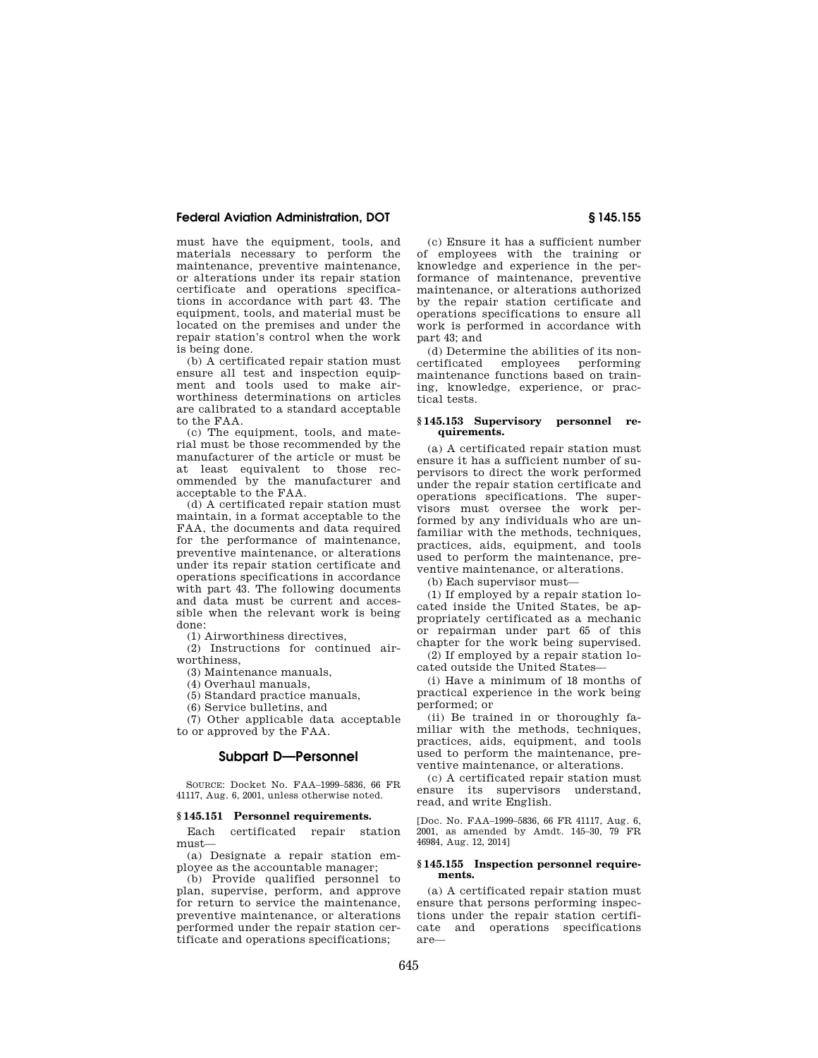must have the equipment, tools, and materials necessary to perform the maintenance, preventive maintenance, or alterations under its repair station certificate and operations specifications in accordance with part 43. The equipment, tools, and material must be located on the premises and under the repair station's control when the work is being done.

(b) A certificated repair station must ensure all test and inspection equipment and tools used to make airworthiness determinations on articles are calibrated to a standard acceptable to the FAA.

(c) The equipment, tools, and material must be those recommended by the manufacturer of the article or must be at least equivalent to those recommended by the manufacturer and acceptable to the FAA.

(d) A certificated repair station must maintain, in a format acceptable to the FAA, the documents and data required for the performance of maintenance, preventive maintenance, or alterations under its repair station certificate and operations specifications in accordance with part 43. The following documents and data must be current and accessible when the relevant work is being done:

(1) Airworthiness directives,

(2) Instructions for continued airworthiness,

(3) Maintenance manuals,

(4) Overhaul manuals,

(5) Standard practice manuals,

(6) Service bulletins, and

(7) Other applicable data acceptable to or approved by the FAA.

## Subpart D—Personnel

SOURCE: Docket No. FAA–1999–5836, 66 FR 41117, Aug. 6, 2001, unless otherwise noted.

### § 145.151 Personnel requirements.

Each certificated repair station must—

(a) Designate a repair station employee as the accountable manager;

(b) Provide qualified personnel to plan, supervise, perform, and approve for return to service the maintenance, preventive maintenance, or alterations performed under the repair station certificate and operations specifications;

(c) Ensure it has a sufficient number of employees with the training or knowledge and experience in the performance of maintenance, preventive maintenance, or alterations authorized by the repair station certificate and operations specifications to ensure all work is performed in accordance with part 43; and

(d) Determine the abilities of its noncertificated employees performing maintenance functions based on training, knowledge, experience, or practical tests.

### § 145.153 Supervisory personnel requirements.

(a) A certificated repair station must ensure it has a sufficient number of supervisors to direct the work performed under the repair station certificate and operations specifications. The supervisors must oversee the work performed by any individuals who are unfamiliar with the methods, techniques, practices, aids, equipment, and tools used to perform the maintenance, preventive maintenance, or alterations.

(b) Each supervisor must—

(1) If employed by a repair station located inside the United States, be appropriately certificated as a mechanic or repairman under part 65 of this chapter for the work being supervised.

(2) If employed by a repair station located outside the United States—

(i) Have a minimum of 18 months of practical experience in the work being performed; or

(ii) Be trained in or thoroughly familiar with the methods, techniques, practices, aids, equipment, and tools used to perform the maintenance, preventive maintenance, or alterations.

(c) A certificated repair station must ensure its supervisors understand, read, and write English.

[Doc. No. FAA–1999–5836, 66 FR 41117, Aug. 6, 2001, as amended by Amdt. 145–30, 79 FR 46984, Aug. 12, 2014]

### § 145.155 Inspection personnel requirements.

(a) A certificated repair station must ensure that persons performing inspections under the repair station certificate and operations specifications are—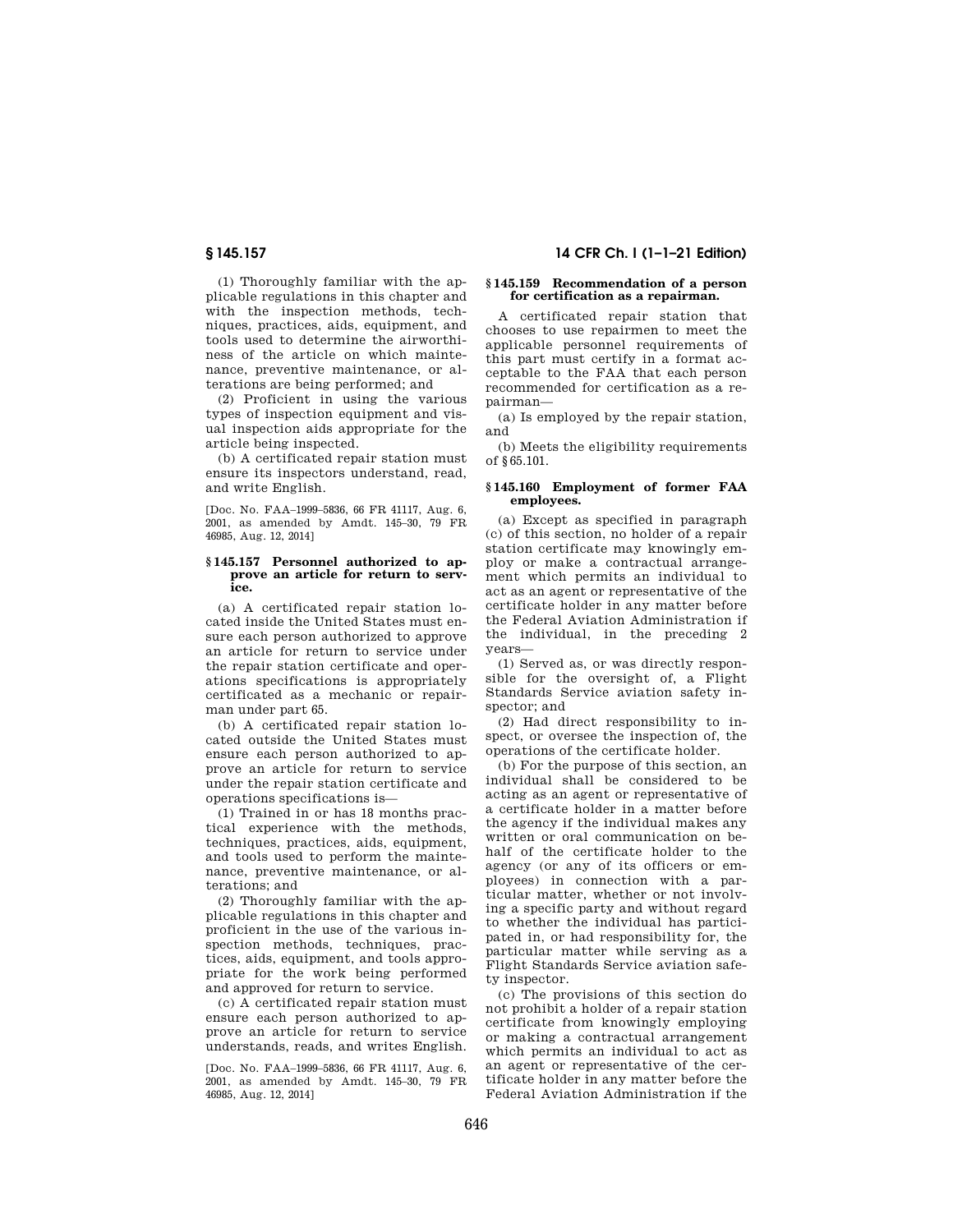(1) Thoroughly familiar with the applicable regulations in this chapter and with the inspection methods, techniques, practices, aids, equipment, and tools used to determine the airworthiness of the article on which maintenance, preventive maintenance, or alterations are being performed; and

(2) Proficient in using the various types of inspection equipment and visual inspection aids appropriate for the article being inspected.

(b) A certificated repair station must ensure its inspectors understand, read, and write English.

[Doc. No. FAA–1999–5836, 66 FR 41117, Aug. 6, 2001, as amended by Amdt. 145–30, 79 FR 46985, Aug. 12, 2014]

### § 145.157 Personnel authorized to approve an article for return to service.

(a) A certificated repair station located inside the United States must ensure each person authorized to approve an article for return to service under the repair station certificate and operations specifications is appropriately certificated as a mechanic or repairman under part 65.

(b) A certificated repair station located outside the United States must ensure each person authorized to approve an article for return to service under the repair station certificate and operations specifications is—

(1) Trained in or has 18 months practical experience with the methods, techniques, practices, aids, equipment, and tools used to perform the maintenance, preventive maintenance, or alterations; and

(2) Thoroughly familiar with the applicable regulations in this chapter and proficient in the use of the various inspection methods, techniques, practices, aids, equipment, and tools appropriate for the work being performed and approved for return to service.

(c) A certificated repair station must ensure each person authorized to approve an article for return to service understands, reads, and writes English.

[Doc. No. FAA–1999–5836, 66 FR 41117, Aug. 6, 2001, as amended by Amdt. 145–30, 79 FR 46985, Aug. 12, 2014]

### § 145.159 Recommendation of a person for certification as a repairman.

A certificated repair station that chooses to use repairmen to meet the applicable personnel requirements of this part must certify in a format acceptable to the FAA that each person recommended for certification as a repairman—

(a) Is employed by the repair station, and

(b) Meets the eligibility requirements of § 65.101.

### § 145.160 Employment of former FAA employees.

(a) Except as specified in paragraph (c) of this section, no holder of a repair station certificate may knowingly employ or make a contractual arrangement which permits an individual to act as an agent or representative of the certificate holder in any matter before the Federal Aviation Administration if the individual, in the preceding 2 years—

(1) Served as, or was directly responsible for the oversight of, a Flight Standards Service aviation safety inspector; and

(2) Had direct responsibility to inspect, or oversee the inspection of, the operations of the certificate holder.

(b) For the purpose of this section, an individual shall be considered to be acting as an agent or representative of a certificate holder in a matter before the agency if the individual makes any written or oral communication on behalf of the certificate holder to the agency (or any of its officers or employees) in connection with a particular matter, whether or not involving a specific party and without regard to whether the individual has participated in, or had responsibility for, the particular matter while serving as a Flight Standards Service aviation safety inspector.

(c) The provisions of this section do not prohibit a holder of a repair station certificate from knowingly employing or making a contractual arrangement which permits an individual to act as an agent or representative of the certificate holder in any matter before the Federal Aviation Administration if the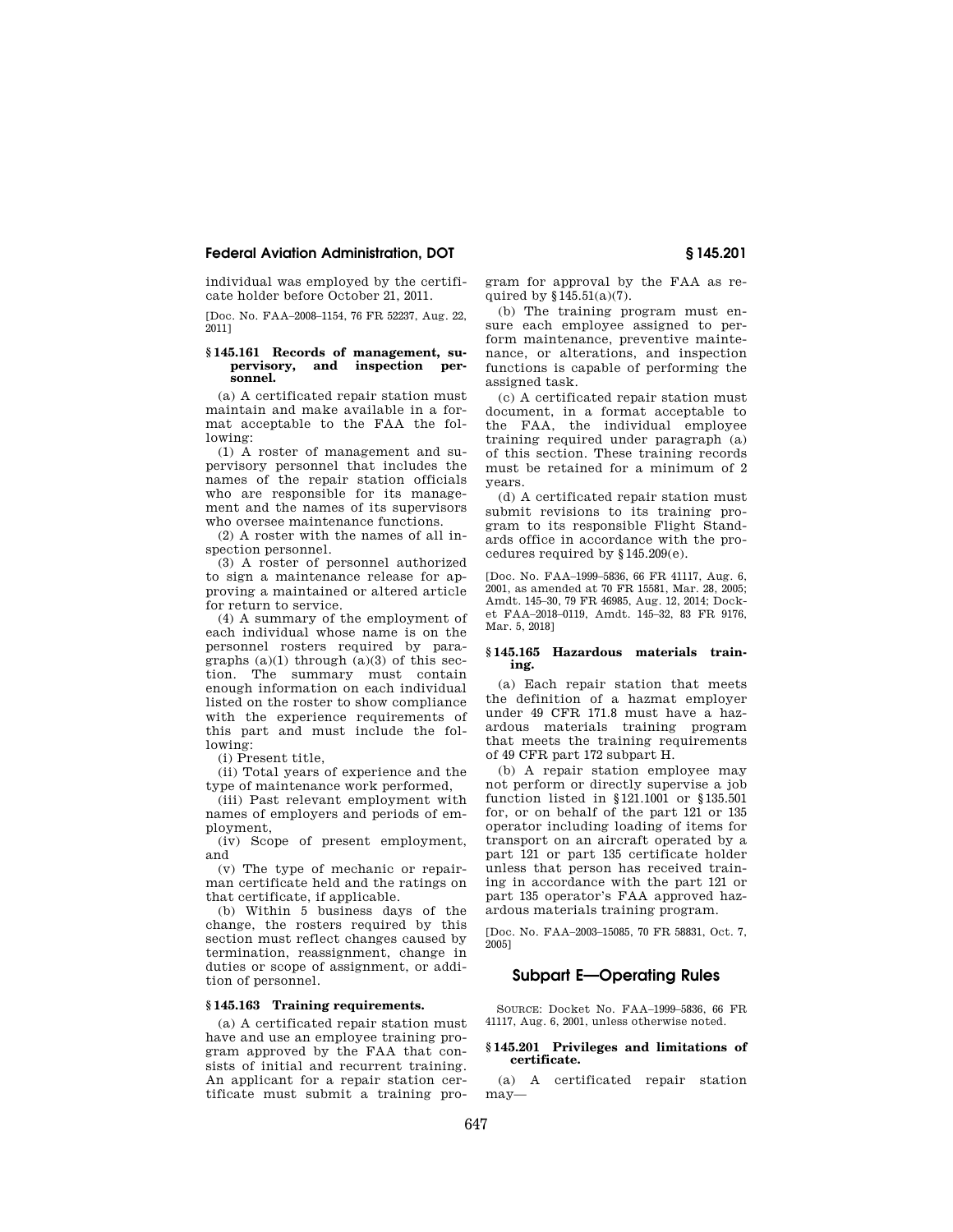individual was employed by the certificate holder before October 21, 2011.

[Doc. No. FAA–2008–1154, 76 FR 52237, Aug. 22, 2011]

### § 145.161 Records of management, supervisory, and inspection personnel.

(a) A certificated repair station must maintain and make available in a format acceptable to the FAA the following:

(1) A roster of management and supervisory personnel that includes the names of the repair station officials who are responsible for its management and the names of its supervisors who oversee maintenance functions.

(2) A roster with the names of all inspection personnel.

(3) A roster of personnel authorized to sign a maintenance release for approving a maintained or altered article for return to service.

(4) A summary of the employment of each individual whose name is on the personnel rosters required by paragraphs (a)(1) through (a)(3) of this section. The summary must contain enough information on each individual listed on the roster to show compliance with the experience requirements of this part and must include the following:

(i) Present title,

(ii) Total years of experience and the type of maintenance work performed,

(iii) Past relevant employment with names of employers and periods of employment,

(iv) Scope of present employment, and

(v) The type of mechanic or repairman certificate held and the ratings on that certificate, if applicable.

(b) Within 5 business days of the change, the rosters required by this section must reflect changes caused by termination, reassignment, change in duties or scope of assignment, or addition of personnel.

### § 145.163 Training requirements.

(a) A certificated repair station must have and use an employee training program approved by the FAA that consists of initial and recurrent training. An applicant for a repair station certificate must submit a training program for approval by the FAA as required by §145.51(a)(7).

(b) The training program must ensure each employee assigned to perform maintenance, preventive maintenance, or alterations, and inspection functions is capable of performing the assigned task.

(c) A certificated repair station must document, in a format acceptable to the FAA, the individual employee training required under paragraph (a) of this section. These training records must be retained for a minimum of 2 years.

(d) A certificated repair station must submit revisions to its training program to its responsible Flight Standards office in accordance with the procedures required by §145.209(e).

[Doc. No. FAA–1999–5836, 66 FR 41117, Aug. 6, 2001, as amended at 70 FR 15581, Mar. 28, 2005; Amdt. 145–30, 79 FR 46985, Aug. 12, 2014; Docket FAA–2018–0119, Amdt. 145–32, 83 FR 9176, Mar. 5, 2018]

### § 145.165 Hazardous materials training.

(a) Each repair station that meets the definition of a hazmat employer under 49 CFR 171.8 must have a hazardous materials training program that meets the training requirements of 49 CFR part 172 subpart H.

(b) A repair station employee may not perform or directly supervise a job function listed in §121.1001 or §135.501 for, or on behalf of the part 121 or 135 operator including loading of items for transport on an aircraft operated by a part 121 or part 135 certificate holder unless that person has received training in accordance with the part 121 or part 135 operator's FAA approved hazardous materials training program.

[Doc. No. FAA–2003–15085, 70 FR 58831, Oct. 7, 2005]

## Subpart E—Operating Rules

SOURCE: Docket No. FAA–1999–5836, 66 FR 41117, Aug. 6, 2001, unless otherwise noted.

### § 145.201 Privileges and limitations of certificate.

(a) A certificated repair station may—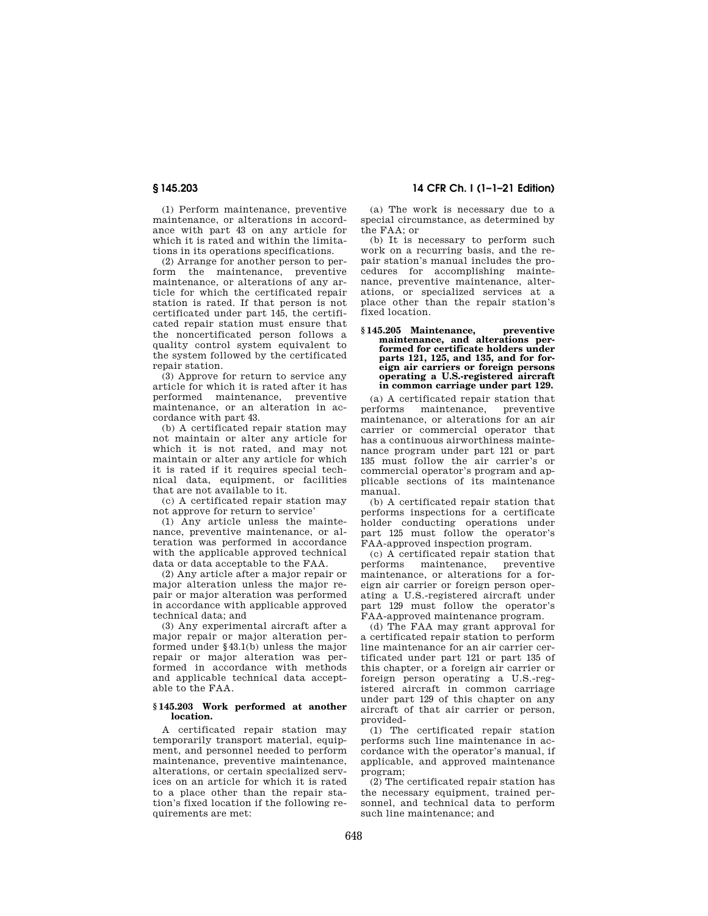(1) Perform maintenance, preventive maintenance, or alterations in accordance with part 43 on any article for which it is rated and within the limitations in its operations specifications.

(2) Arrange for another person to perform the maintenance, preventive maintenance, or alterations of any article for which the certificated repair station is rated. If that person is not certificated under part 145, the certificated repair station must ensure that the noncertificated person follows a quality control system equivalent to the system followed by the certificated repair station.

(3) Approve for return to service any article for which it is rated after it has performed maintenance, preventive maintenance, or an alteration in accordance with part 43.

(b) A certificated repair station may not maintain or alter any article for which it is not rated, and may not maintain or alter any article for which it is rated if it requires special technical data, equipment, or facilities that are not available to it.

(c) A certificated repair station may not approve for return to service'

(1) Any article unless the maintenance, preventive maintenance, or alteration was performed in accordance with the applicable approved technical data or data acceptable to the FAA.

(2) Any article after a major repair or major alteration unless the major repair or major alteration was performed in accordance with applicable approved technical data; and

(3) Any experimental aircraft after a major repair or major alteration performed under §43.1(b) unless the major repair or major alteration was performed in accordance with methods and applicable technical data acceptable to the FAA.

**§ 145.203 Work performed at another location.**

A certificated repair station may temporarily transport material, equipment, and personnel needed to perform maintenance, preventive maintenance, alterations, or certain specialized services on an article for which it is rated to a place other than the repair station's fixed location if the following requirements are met:

(a) The work is necessary due to a special circumstance, as determined by the FAA; or

(b) It is necessary to perform such work on a recurring basis, and the repair station's manual includes the procedures for accomplishing maintenance, preventive maintenance, alterations, or specialized services at a place other than the repair station's fixed location.

**§ 145.205 Maintenance, preventive maintenance, and alterations performed for certificate holders under parts 121, 125, and 135, and for foreign air carriers or foreign persons operating a U.S.-registered aircraft in common carriage under part 129.**

(a) A certificated repair station that performs maintenance, preventive maintenance, or alterations for an air carrier or commercial operator that has a continuous airworthiness maintenance program under part 121 or part 135 must follow the air carrier's or commercial operator's program and applicable sections of its maintenance manual.

(b) A certificated repair station that performs inspections for a certificate holder conducting operations under part 125 must follow the operator's FAA-approved inspection program.

(c) A certificated repair station that performs maintenance, preventive maintenance, or alterations for a foreign air carrier or foreign person operating a U.S.-registered aircraft under part 129 must follow the operator's FAA-approved maintenance program.

(d) The FAA may grant approval for a certificated repair station to perform line maintenance for an air carrier certificated under part 121 or part 135 of this chapter, or a foreign air carrier or foreign person operating a U.S.-registered aircraft in common carriage under part 129 of this chapter on any aircraft of that air carrier or person, provided-

(1) The certificated repair station performs such line maintenance in accordance with the operator's manual, if applicable, and approved maintenance program;

(2) The certificated repair station has the necessary equipment, trained personnel, and technical data to perform such line maintenance; and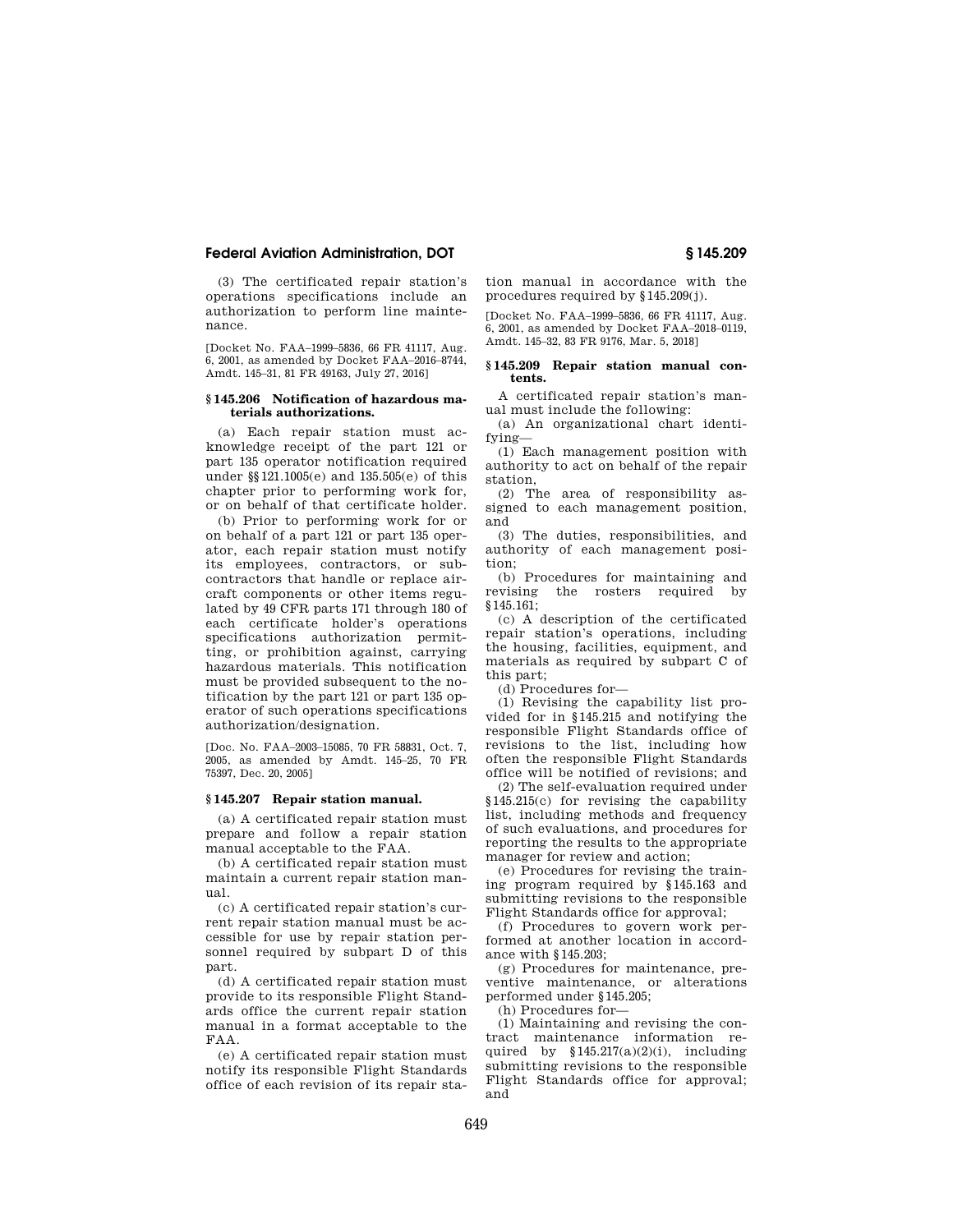(3) The certificated repair station's operations specifications include an authorization to perform line maintenance.

[Docket No. FAA–1999–5836, 66 FR 41117, Aug. 6, 2001, as amended by Docket FAA–2016–8744, Amdt. 145–31, 81 FR 49163, July 27, 2016]

### § 145.206 Notification of hazardous materials authorizations.

(a) Each repair station must acknowledge receipt of the part 121 or part 135 operator notification required under §§ 121.1005(e) and 135.505(e) of this chapter prior to performing work for, or on behalf of that certificate holder.

(b) Prior to performing work for or on behalf of a part 121 or part 135 operator, each repair station must notify its employees, contractors, or subcontractors that handle or replace aircraft components or other items regulated by 49 CFR parts 171 through 180 of each certificate holder's operations specifications authorization permitting, or prohibition against, carrying hazardous materials. This notification must be provided subsequent to the notification by the part 121 or part 135 operator of such operations specifications authorization/designation.

[Doc. No. FAA–2003–15085, 70 FR 58831, Oct. 7, 2005, as amended by Amdt. 145–25, 70 FR 75397, Dec. 20, 2005]

### § 145.207 Repair station manual.

(a) A certificated repair station must prepare and follow a repair station manual acceptable to the FAA.

(b) A certificated repair station must maintain a current repair station manual.

(c) A certificated repair station's current repair station manual must be accessible for use by repair station personnel required by subpart D of this part.

(d) A certificated repair station must provide to its responsible Flight Standards office the current repair station manual in a format acceptable to the FAA.

(e) A certificated repair station must notify its responsible Flight Standards office of each revision of its repair station manual in accordance with the procedures required by § 145.209(j).

[Docket No. FAA–1999–5836, 66 FR 41117, Aug. 6, 2001, as amended by Docket FAA–2018–0119, Amdt. 145–32, 83 FR 9176, Mar. 5, 2018]

### § 145.209 Repair station manual contents.

A certificated repair station's manual must include the following:

(a) An organizational chart identifying—

(1) Each management position with authority to act on behalf of the repair station,

(2) The area of responsibility assigned to each management position, and

(3) The duties, responsibilities, and authority of each management position;

(b) Procedures for maintaining and revising the rosters required by § 145.161;

(c) A description of the certificated repair station's operations, including the housing, facilities, equipment, and materials as required by subpart C of this part;

(d) Procedures for—

(1) Revising the capability list provided for in § 145.215 and notifying the responsible Flight Standards office of revisions to the list, including how often the responsible Flight Standards office will be notified of revisions; and

(2) The self-evaluation required under § 145.215(c) for revising the capability list, including methods and frequency of such evaluations, and procedures for reporting the results to the appropriate manager for review and action;

(e) Procedures for revising the training program required by § 145.163 and submitting revisions to the responsible Flight Standards office for approval;

(f) Procedures to govern work performed at another location in accordance with § 145.203;

(g) Procedures for maintenance, preventive maintenance, or alterations performed under § 145.205;

(h) Procedures for—

(1) Maintaining and revising the contract maintenance information required by § 145.217(a)(2)(i), including submitting revisions to the responsible Flight Standards office for approval; and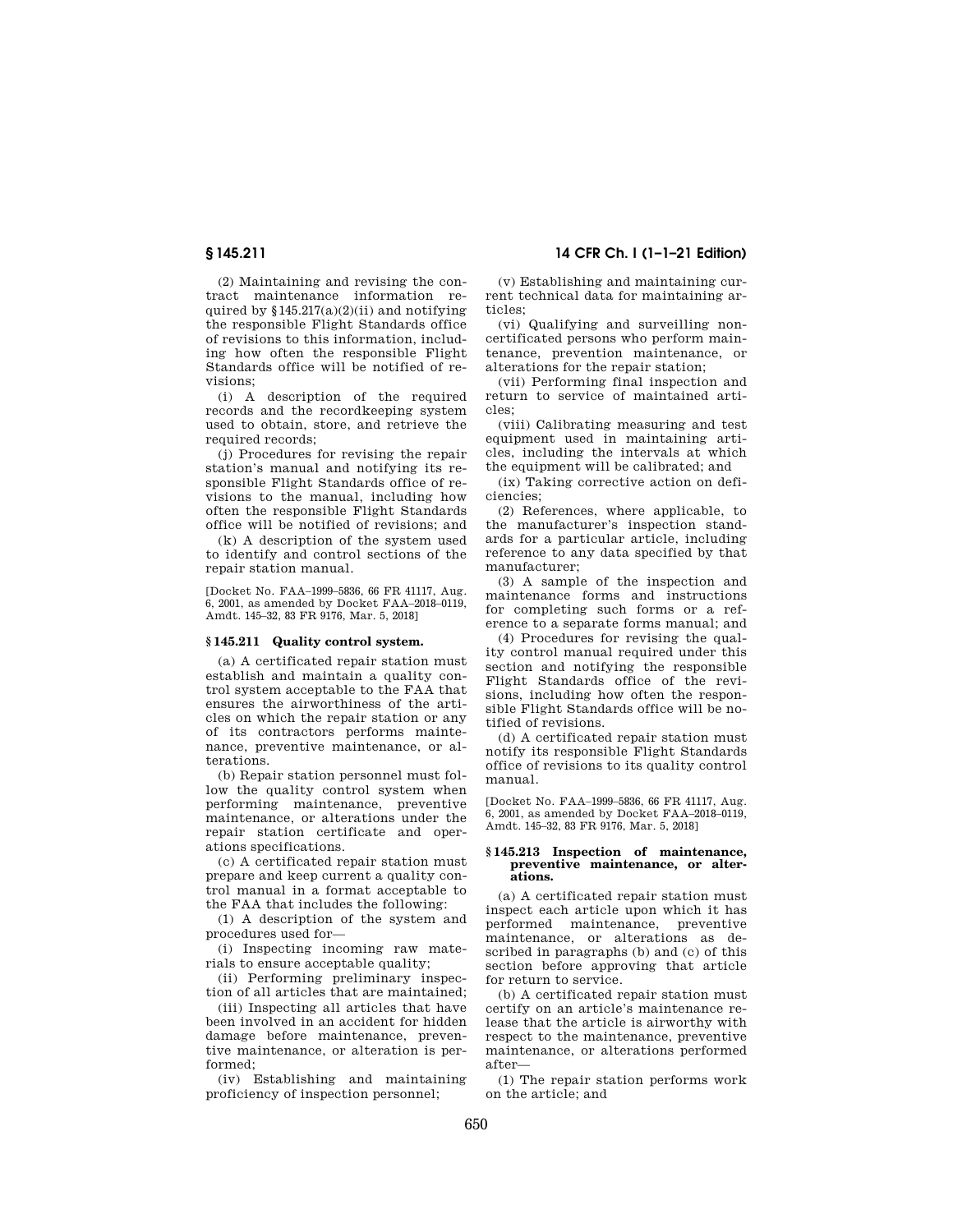(2) Maintaining and revising the contract maintenance information required by §145.217(a)(2)(ii) and notifying the responsible Flight Standards office of revisions to this information, including how often the responsible Flight Standards office will be notified of revisions;

(i) A description of the required records and the recordkeeping system used to obtain, store, and retrieve the required records;

(j) Procedures for revising the repair station's manual and notifying its responsible Flight Standards office of revisions to the manual, including how often the responsible Flight Standards office will be notified of revisions; and

(k) A description of the system used to identify and control sections of the repair station manual.

[Docket No. FAA–1999–5836, 66 FR 41117, Aug. 6, 2001, as amended by Docket FAA–2018–0119, Amdt. 145–32, 83 FR 9176, Mar. 5, 2018]

### § 145.211 Quality control system.

(a) A certificated repair station must establish and maintain a quality control system acceptable to the FAA that ensures the airworthiness of the articles on which the repair station or any of its contractors performs maintenance, preventive maintenance, or alterations.

(b) Repair station personnel must follow the quality control system when performing maintenance, preventive maintenance, or alterations under the repair station certificate and operations specifications.

(c) A certificated repair station must prepare and keep current a quality control manual in a format acceptable to the FAA that includes the following:

(1) A description of the system and procedures used for—

(i) Inspecting incoming raw materials to ensure acceptable quality;

(ii) Performing preliminary inspection of all articles that are maintained;

(iii) Inspecting all articles that have been involved in an accident for hidden damage before maintenance, preventive maintenance, or alteration is performed;

(iv) Establishing and maintaining proficiency of inspection personnel;

(v) Establishing and maintaining current technical data for maintaining articles;

(vi) Qualifying and surveilling noncertificated persons who perform maintenance, prevention maintenance, or alterations for the repair station;

(vii) Performing final inspection and return to service of maintained articles;

(viii) Calibrating measuring and test equipment used in maintaining articles, including the intervals at which the equipment will be calibrated; and

(ix) Taking corrective action on deficiencies;

(2) References, where applicable, to the manufacturer's inspection standards for a particular article, including reference to any data specified by that manufacturer;

(3) A sample of the inspection and maintenance forms and instructions for completing such forms or a reference to a separate forms manual; and

(4) Procedures for revising the quality control manual required under this section and notifying the responsible Flight Standards office of the revisions, including how often the responsible Flight Standards office will be notified of revisions.

(d) A certificated repair station must notify its responsible Flight Standards office of revisions to its quality control manual.

[Docket No. FAA–1999–5836, 66 FR 41117, Aug. 6, 2001, as amended by Docket FAA–2018–0119, Amdt. 145–32, 83 FR 9176, Mar. 5, 2018]

### § 145.213 Inspection of maintenance, preventive maintenance, or alterations.

(a) A certificated repair station must inspect each article upon which it has performed maintenance, preventive maintenance, or alterations as described in paragraphs (b) and (c) of this section before approving that article for return to service.

(b) A certificated repair station must certify on an article's maintenance release that the article is airworthy with respect to the maintenance, preventive maintenance, or alterations performed after—

(1) The repair station performs work on the article; and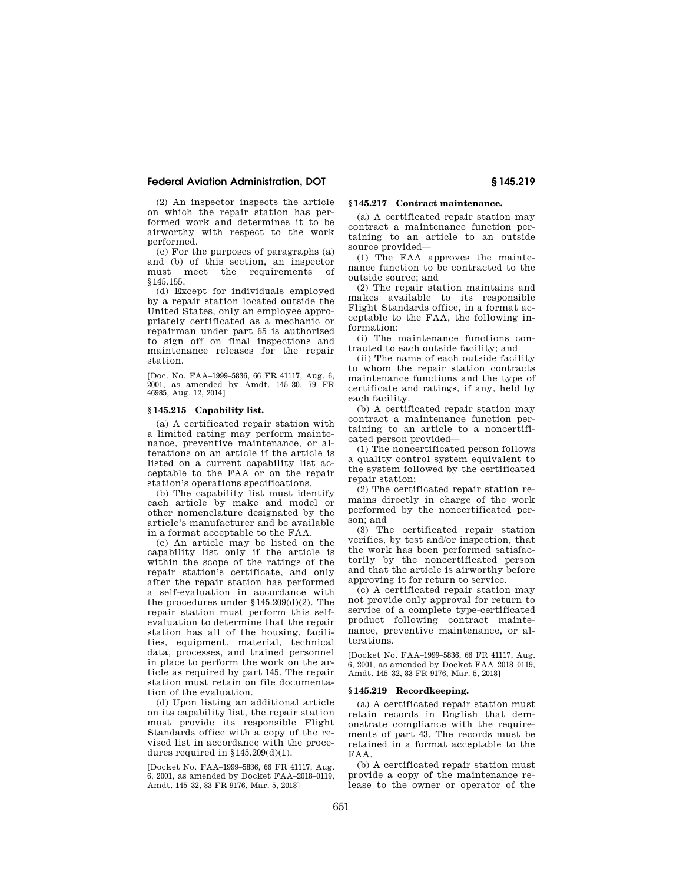(2) An inspector inspects the article on which the repair station has performed work and determines it to be airworthy with respect to the work performed.

(c) For the purposes of paragraphs (a) and (b) of this section, an inspector must meet the requirements of §145.155.

(d) Except for individuals employed by a repair station located outside the United States, only an employee appropriately certificated as a mechanic or repairman under part 65 is authorized to sign off on final inspections and maintenance releases for the repair station.

[Doc. No. FAA–1999–5836, 66 FR 41117, Aug. 6, 2001, as amended by Amdt. 145–30, 79 FR 46985, Aug. 12, 2014]

### § 145.215 Capability list.

(a) A certificated repair station with a limited rating may perform maintenance, preventive maintenance, or alterations on an article if the article is listed on a current capability list acceptable to the FAA or on the repair station's operations specifications.

(b) The capability list must identify each article by make and model or other nomenclature designated by the article's manufacturer and be available in a format acceptable to the FAA.

(c) An article may be listed on the capability list only if the article is within the scope of the ratings of the repair station's certificate, and only after the repair station has performed a self-evaluation in accordance with the procedures under §145.209(d)(2). The repair station must perform this self-evaluation to determine that the repair station has all of the housing, facilities, equipment, material, technical data, processes, and trained personnel in place to perform the work on the article as required by part 145. The repair station must retain on file documentation of the evaluation.

(d) Upon listing an additional article on its capability list, the repair station must provide its responsible Flight Standards office with a copy of the revised list in accordance with the procedures required in §145.209(d)(1).

[Docket No. FAA–1999–5836, 66 FR 41117, Aug. 6, 2001, as amended by Docket FAA–2018–0119, Amdt. 145–32, 83 FR 9176, Mar. 5, 2018]

### § 145.217 Contract maintenance.

(a) A certificated repair station may contract a maintenance function pertaining to an article to an outside source provided—

(1) The FAA approves the maintenance function to be contracted to the outside source; and

(2) The repair station maintains and makes available to its responsible Flight Standards office, in a format acceptable to the FAA, the following information:

(i) The maintenance functions contracted to each outside facility; and

(ii) The name of each outside facility to whom the repair station contracts maintenance functions and the type of certificate and ratings, if any, held by each facility.

(b) A certificated repair station may contract a maintenance function pertaining to an article to a noncertificated person provided—

(1) The noncertificated person follows a quality control system equivalent to the system followed by the certificated repair station;

(2) The certificated repair station remains directly in charge of the work performed by the noncertificated person; and

(3) The certificated repair station verifies, by test and/or inspection, that the work has been performed satisfactorily by the noncertificated person and that the article is airworthy before approving it for return to service.

(c) A certificated repair station may not provide only approval for return to service of a complete type-certificated product following contract maintenance, preventive maintenance, or alterations.

[Docket No. FAA–1999–5836, 66 FR 41117, Aug. 6, 2001, as amended by Docket FAA–2018–0119, Amdt. 145–32, 83 FR 9176, Mar. 5, 2018]

### § 145.219 Recordkeeping.

(a) A certificated repair station must retain records in English that demonstrate compliance with the requirements of part 43. The records must be retained in a format acceptable to the FAA.

(b) A certificated repair station must provide a copy of the maintenance release to the owner or operator of the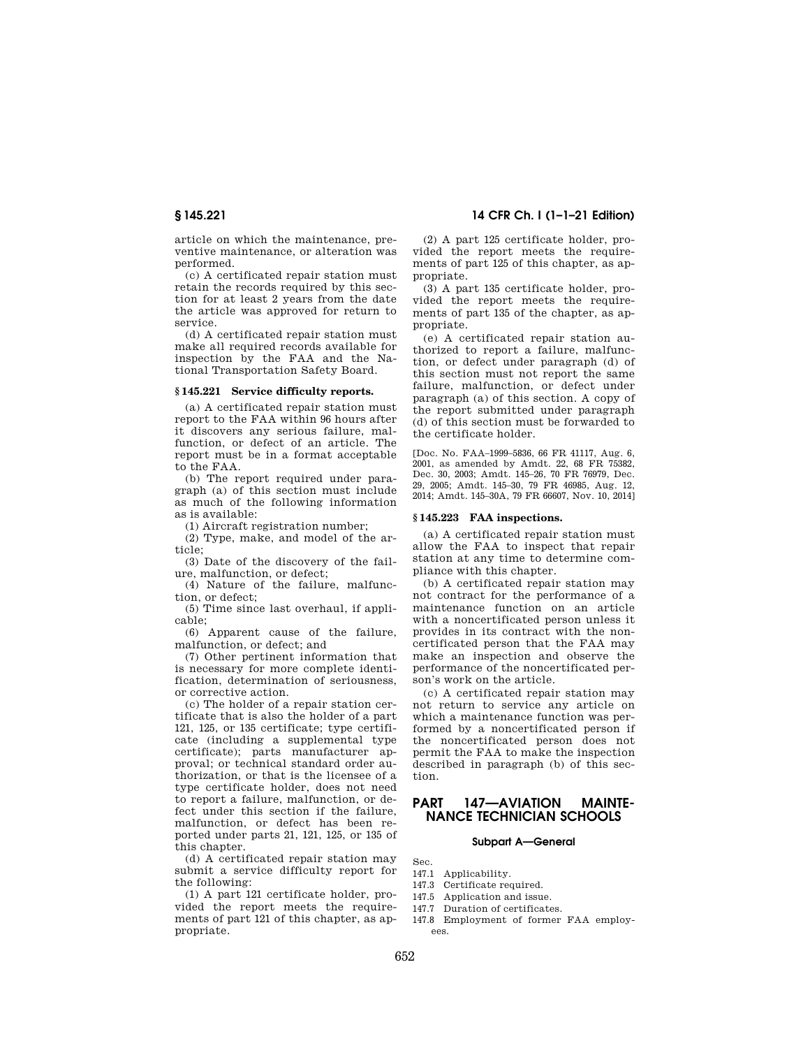article on which the maintenance, preventive maintenance, or alteration was performed.

(c) A certificated repair station must retain the records required by this section for at least 2 years from the date the article was approved for return to service.

(d) A certificated repair station must make all required records available for inspection by the FAA and the National Transportation Safety Board.

### § 145.221 Service difficulty reports.

(a) A certificated repair station must report to the FAA within 96 hours after it discovers any serious failure, malfunction, or defect of an article. The report must be in a format acceptable to the FAA.

(b) The report required under paragraph (a) of this section must include as much of the following information as is available:

(1) Aircraft registration number;

(2) Type, make, and model of the article;

(3) Date of the discovery of the failure, malfunction, or defect;

(4) Nature of the failure, malfunction, or defect;

(5) Time since last overhaul, if applicable;

(6) Apparent cause of the failure, malfunction, or defect; and

(7) Other pertinent information that is necessary for more complete identification, determination of seriousness, or corrective action.

(c) The holder of a repair station certificate that is also the holder of a part 121, 125, or 135 certificate; type certificate (including a supplemental type certificate); parts manufacturer approval; or technical standard order authorization, or that is the licensee of a type certificate holder, does not need to report a failure, malfunction, or defect under this section if the failure, malfunction, or defect has been reported under parts 21, 121, 125, or 135 of this chapter.

(d) A certificated repair station may submit a service difficulty report for the following:

(1) A part 121 certificate holder, provided the report meets the requirements of part 121 of this chapter, as appropriate.

(2) A part 125 certificate holder, provided the report meets the requirements of part 125 of this chapter, as appropriate.

(3) A part 135 certificate holder, provided the report meets the requirements of part 135 of the chapter, as appropriate.

(e) A certificated repair station authorized to report a failure, malfunction, or defect under paragraph (d) of this section must not report the same failure, malfunction, or defect under paragraph (a) of this section. A copy of the report submitted under paragraph (d) of this section must be forwarded to the certificate holder.

[Doc. No. FAA–1999–5836, 66 FR 41117, Aug. 6, 2001, as amended by Amdt. 22, 68 FR 75382, Dec. 30, 2003; Amdt. 145–26, 70 FR 76979, Dec. 29, 2005; Amdt. 145–30, 79 FR 46985, Aug. 12, 2014; Amdt. 145–30A, 79 FR 66607, Nov. 10, 2014]

### § 145.223 FAA inspections.

(a) A certificated repair station must allow the FAA to inspect that repair station at any time to determine compliance with this chapter.

(b) A certificated repair station may not contract for the performance of a maintenance function on an article with a noncertificated person unless it provides in its contract with the noncertificated person that the FAA may make an inspection and observe the performance of the noncertificated person's work on the article.

(c) A certificated repair station may not return to service any article on which a maintenance function was performed by a noncertificated person if the noncertificated person does not permit the FAA to make the inspection described in paragraph (b) of this section.

# PART 147—AVIATION MAINTENANCE TECHNICIAN SCHOOLS

## Subpart A—General

Sec.

147.1 Applicability.

147.3 Certificate required.

147.5 Application and issue.

147.7 Duration of certificates.

147.8 Employment of former FAA employees.